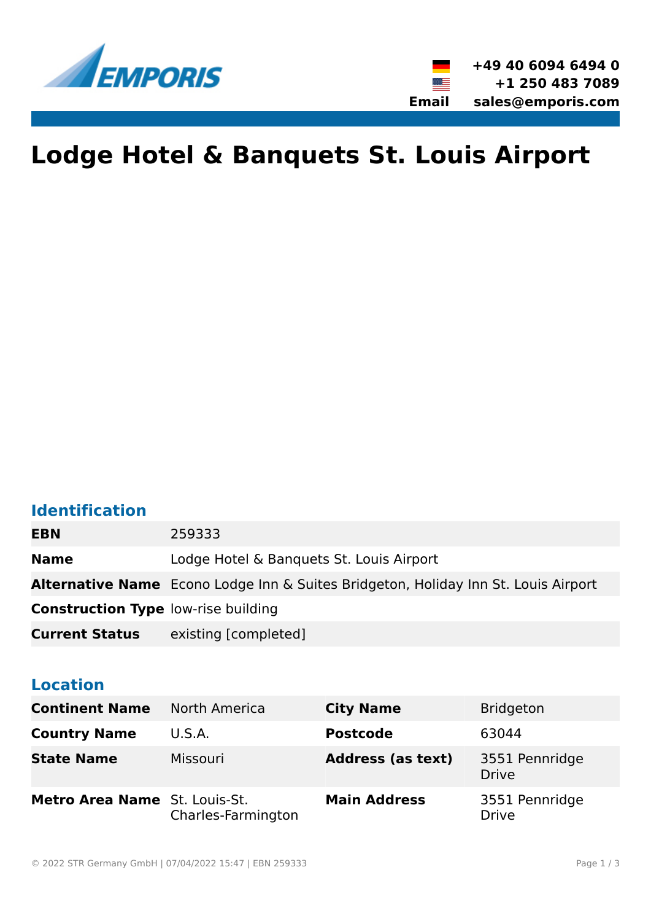# Lodge Hotel & Banquets St. Louis Airport

## Identification

| | |
|---|---|
| **EBN** | 259333 |
| **Name** | Lodge Hotel & Banquets St. Louis Airport |
| **Alternative Name** | Econo Lodge Inn & Suites Bridgeton, Holiday Inn St. Louis Airport |
| **Construction Type** | low-rise building |
| **Current Status** | existing [completed] |

## Location

| | | | |
|---|---|---|---|
| **Continent Name** | North America | **City Name** | Bridgeton |
| **Country Name** | U.S.A. | **Postcode** | 63044 |
| **State Name** | Missouri | **Address (as text)** | 3551 Pennridge Drive |
| **Metro Area Name** | St. Louis-St. Charles-Farmington | **Main Address** | 3551 Pennridge Drive |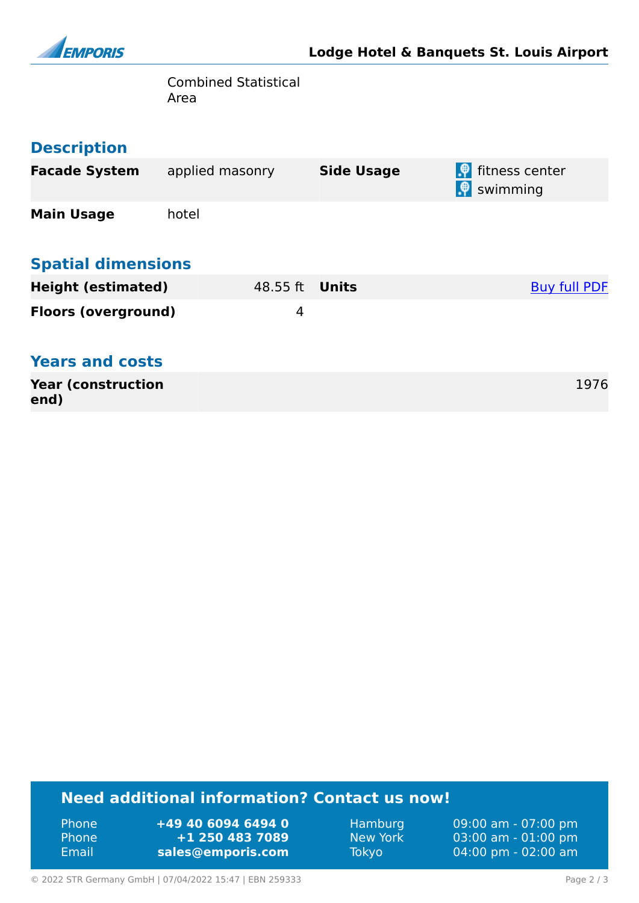Combined Statistical Area

## Description

| | | | |
|---|---|---|---|
| **Facade System** | applied masonry | **Side Usage** | fitness center<br>swimming |
| **Main Usage** | hotel | | |

## Spatial dimensions

| | | | |
|---|---|---|---|
| **Height (estimated)** | 48.55 ft | **Units** | Buy full PDF |
| **Floors (overground)** | 4 | | |

## Years and costs

| | |
|---|---|
| **Year (construction end)** | 1976 |

## Need additional information? Contact us now!

| | | | |
|---|---|---|---|
| Phone | **+49 40 6094 6494 0** | Hamburg | 09:00 am - 07:00 pm |
| Phone | **+1 250 483 7089** | New York | 03:00 am - 01:00 pm |
| Email | **sales@emporis.com** | Tokyo | 04:00 pm - 02:00 am |

© 2022 STR Germany GmbH | 07/04/2022 15:47 | EBN 259333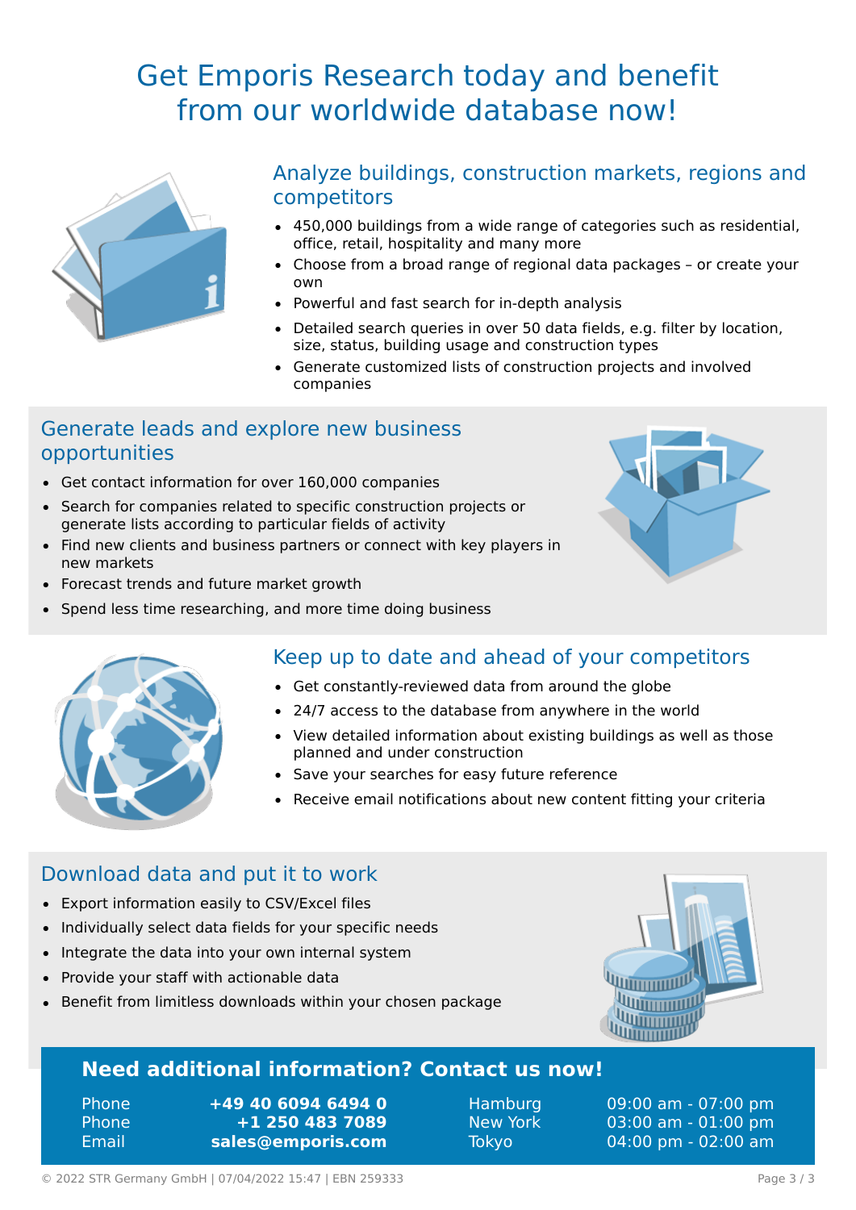# Get Emporis Research today and benefit from our worldwide database now!

## Analyze buildings, construction markets, regions and competitors

- 450,000 buildings from a wide range of categories such as residential, office, retail, hospitality and many more
- Choose from a broad range of regional data packages – or create your own
- Powerful and fast search for in-depth analysis
- Detailed search queries in over 50 data fields, e.g. filter by location, size, status, building usage and construction types
- Generate customized lists of construction projects and involved companies

## Generate leads and explore new business opportunities

- Get contact information for over 160,000 companies
- Search for companies related to specific construction projects or generate lists according to particular fields of activity
- Find new clients and business partners or connect with key players in new markets
- Forecast trends and future market growth
- Spend less time researching, and more time doing business

## Keep up to date and ahead of your competitors

- Get constantly-reviewed data from around the globe
- 24/7 access to the database from anywhere in the world
- View detailed information about existing buildings as well as those planned and under construction
- Save your searches for easy future reference
- Receive email notifications about new content fitting your criteria

## Download data and put it to work

- Export information easily to CSV/Excel files
- Individually select data fields for your specific needs
- Integrate the data into your own internal system
- Provide your staff with actionable data
- Benefit from limitless downloads within your chosen package

### Need additional information? Contact us now!

| | | | |
|---|---|---|---|
| Phone | **+49 40 6094 6494 0** | Hamburg | 09:00 am - 07:00 pm |
| Phone | **+1 250 483 7089** | New York | 03:00 am - 01:00 pm |
| Email | **sales@emporis.com** | Tokyo | 04:00 pm - 02:00 am |

© 2022 STR Germany GmbH | 07/04/2022 15:47 | EBN 259333